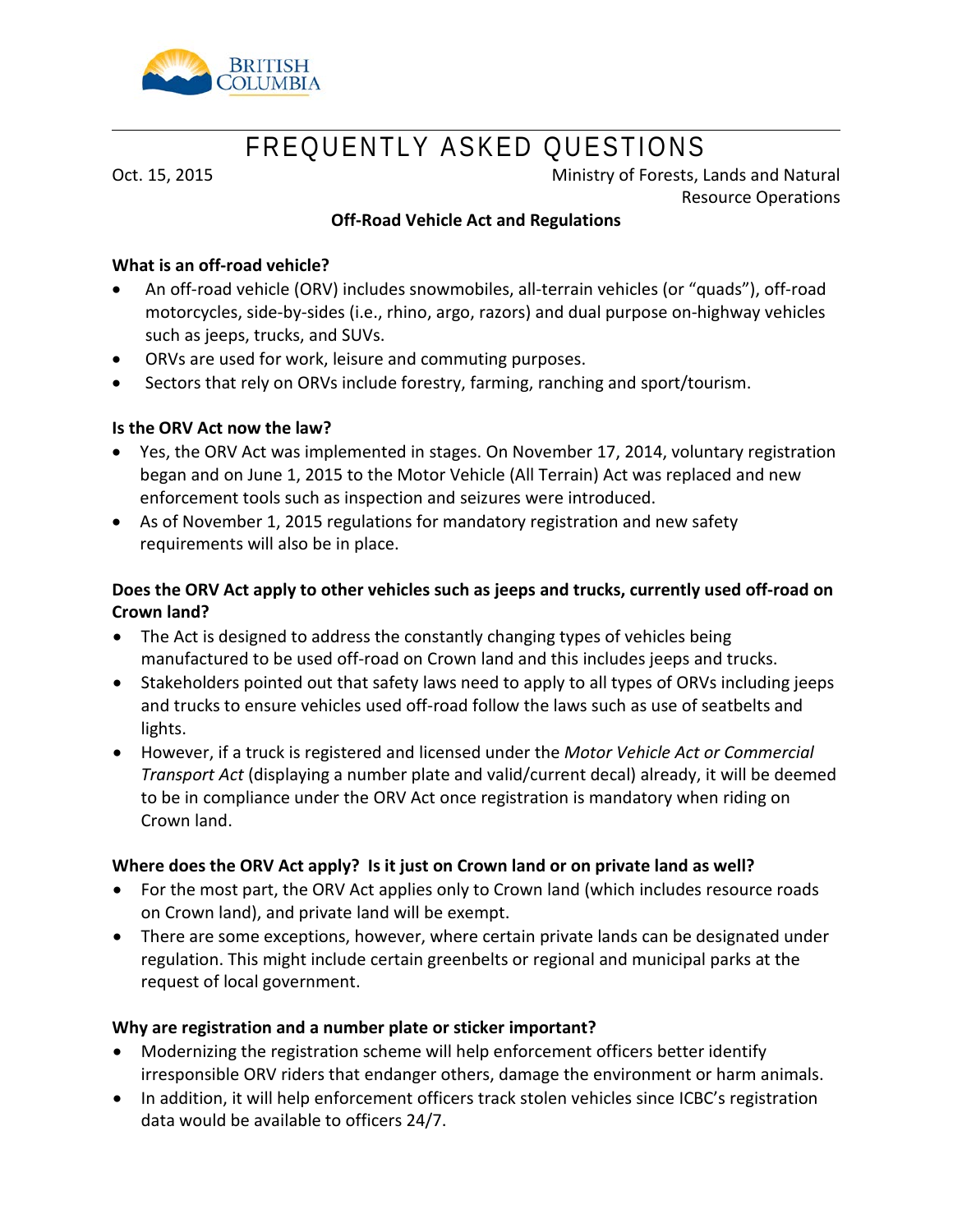BRITISH COLUMBIA

# FREQUENTLY ASKED QUESTIONS

Oct. 15, 2015

Ministry of Forests, Lands and Natural Resource Operations

**Off-Road Vehicle Act and Regulations**

**What is an off-road vehicle?**

- An off-road vehicle (ORV) includes snowmobiles, all-terrain vehicles (or "quads"), off-road motorcycles, side-by-sides (i.e., rhino, argo, razors) and dual purpose on-highway vehicles such as jeeps, trucks, and SUVs.
- ORVs are used for work, leisure and commuting purposes.
- Sectors that rely on ORVs include forestry, farming, ranching and sport/tourism.

**Is the ORV Act now the law?**

- Yes, the ORV Act was implemented in stages. On November 17, 2014, voluntary registration began and on June 1, 2015 to the Motor Vehicle (All Terrain) Act was replaced and new enforcement tools such as inspection and seizures were introduced.
- As of November 1, 2015 regulations for mandatory registration and new safety requirements will also be in place.

**Does the ORV Act apply to other vehicles such as jeeps and trucks, currently used off-road on Crown land?**

- The Act is designed to address the constantly changing types of vehicles being manufactured to be used off-road on Crown land and this includes jeeps and trucks.
- Stakeholders pointed out that safety laws need to apply to all types of ORVs including jeeps and trucks to ensure vehicles used off-road follow the laws such as use of seatbelts and lights.
- However, if a truck is registered and licensed under the *Motor Vehicle Act or Commercial Transport Act* (displaying a number plate and valid/current decal) already, it will be deemed to be in compliance under the ORV Act once registration is mandatory when riding on Crown land.

**Where does the ORV Act apply? Is it just on Crown land or on private land as well?**

- For the most part, the ORV Act applies only to Crown land (which includes resource roads on Crown land), and private land will be exempt.
- There are some exceptions, however, where certain private lands can be designated under regulation. This might include certain greenbelts or regional and municipal parks at the request of local government.

**Why are registration and a number plate or sticker important?**

- Modernizing the registration scheme will help enforcement officers better identify irresponsible ORV riders that endanger others, damage the environment or harm animals.
- In addition, it will help enforcement officers track stolen vehicles since ICBC's registration data would be available to officers 24/7.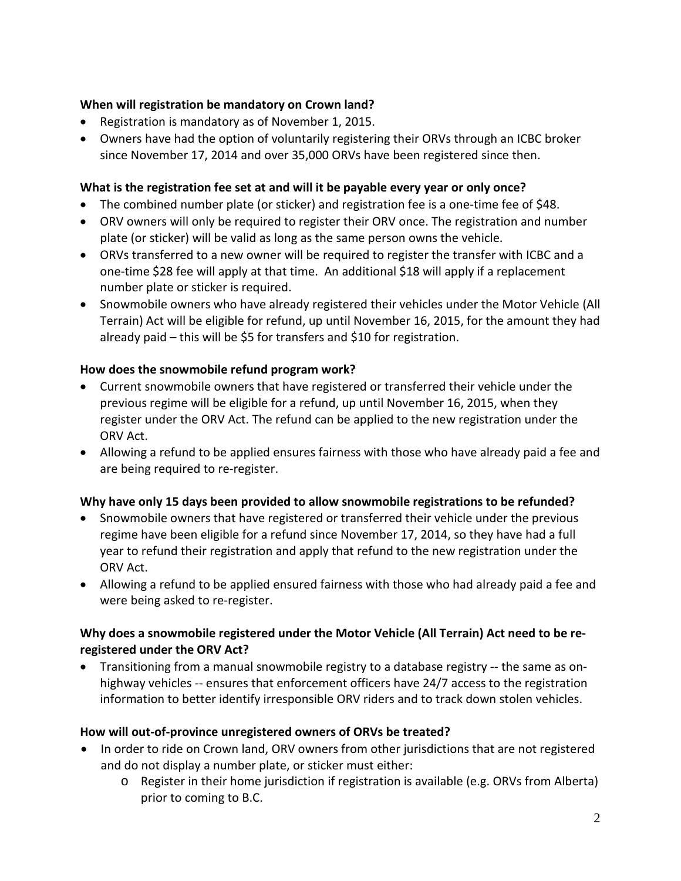**When will registration be mandatory on Crown land?**

- Registration is mandatory as of November 1, 2015.
- Owners have had the option of voluntarily registering their ORVs through an ICBC broker since November 17, 2014 and over 35,000 ORVs have been registered since then.

**What is the registration fee set at and will it be payable every year or only once?**

- The combined number plate (or sticker) and registration fee is a one-time fee of $48.
- ORV owners will only be required to register their ORV once. The registration and number plate (or sticker) will be valid as long as the same person owns the vehicle.
- ORVs transferred to a new owner will be required to register the transfer with ICBC and a one-time $28 fee will apply at that time. An additional $18 will apply if a replacement number plate or sticker is required.
- Snowmobile owners who have already registered their vehicles under the Motor Vehicle (All Terrain) Act will be eligible for refund, up until November 16, 2015, for the amount they had already paid – this will be $5 for transfers and $10 for registration.

**How does the snowmobile refund program work?**

- Current snowmobile owners that have registered or transferred their vehicle under the previous regime will be eligible for a refund, up until November 16, 2015, when they register under the ORV Act. The refund can be applied to the new registration under the ORV Act.
- Allowing a refund to be applied ensures fairness with those who have already paid a fee and are being required to re-register.

**Why have only 15 days been provided to allow snowmobile registrations to be refunded?**

- Snowmobile owners that have registered or transferred their vehicle under the previous regime have been eligible for a refund since November 17, 2014, so they have had a full year to refund their registration and apply that refund to the new registration under the ORV Act.
- Allowing a refund to be applied ensured fairness with those who had already paid a fee and were being asked to re-register.

**Why does a snowmobile registered under the Motor Vehicle (All Terrain) Act need to be re-registered under the ORV Act?**

- Transitioning from a manual snowmobile registry to a database registry -- the same as on-highway vehicles -- ensures that enforcement officers have 24/7 access to the registration information to better identify irresponsible ORV riders and to track down stolen vehicles.

**How will out-of-province unregistered owners of ORVs be treated?**

- In order to ride on Crown land, ORV owners from other jurisdictions that are not registered and do not display a number plate, or sticker must either:
  - Register in their home jurisdiction if registration is available (e.g. ORVs from Alberta) prior to coming to B.C.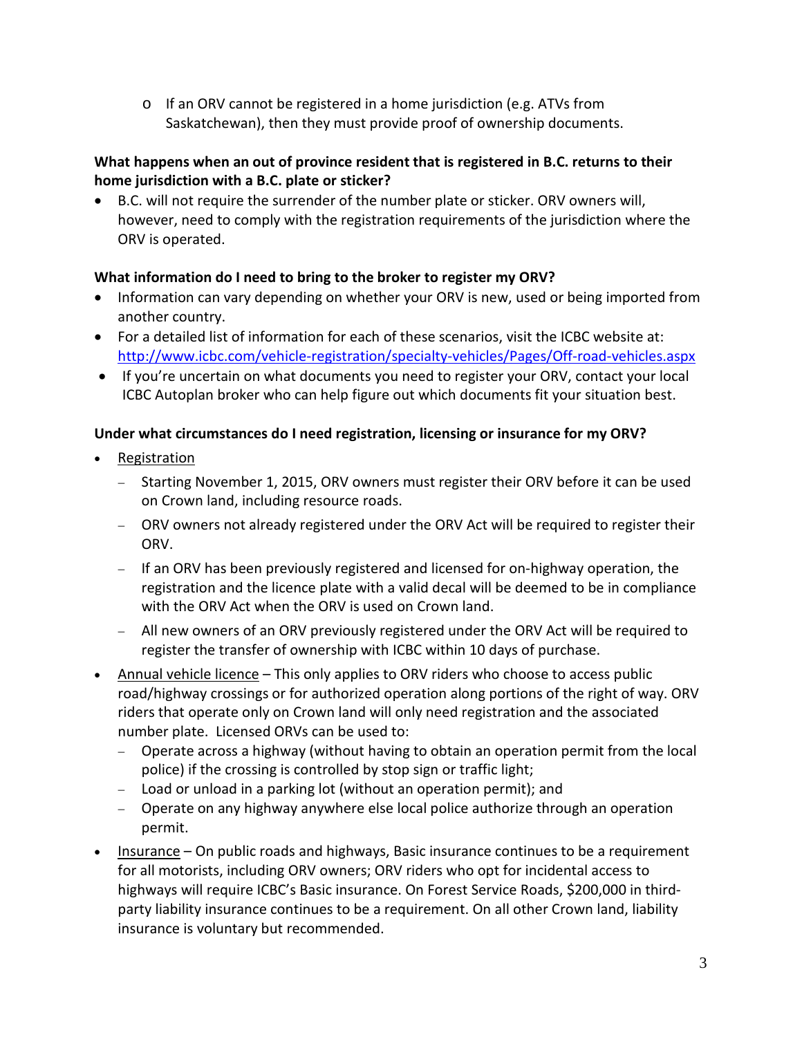- If an ORV cannot be registered in a home jurisdiction (e.g. ATVs from Saskatchewan), then they must provide proof of ownership documents.

**What happens when an out of province resident that is registered in B.C. returns to their home jurisdiction with a B.C. plate or sticker?**

- B.C. will not require the surrender of the number plate or sticker. ORV owners will, however, need to comply with the registration requirements of the jurisdiction where the ORV is operated.

**What information do I need to bring to the broker to register my ORV?**

- Information can vary depending on whether your ORV is new, used or being imported from another country.
- For a detailed list of information for each of these scenarios, visit the ICBC website at: http://www.icbc.com/vehicle-registration/specialty-vehicles/Pages/Off-road-vehicles.aspx
- If you're uncertain on what documents you need to register your ORV, contact your local ICBC Autoplan broker who can help figure out which documents fit your situation best.

**Under what circumstances do I need registration, licensing or insurance for my ORV?**

- Registration
  - Starting November 1, 2015, ORV owners must register their ORV before it can be used on Crown land, including resource roads.
  - ORV owners not already registered under the ORV Act will be required to register their ORV.
  - If an ORV has been previously registered and licensed for on-highway operation, the registration and the licence plate with a valid decal will be deemed to be in compliance with the ORV Act when the ORV is used on Crown land.
  - All new owners of an ORV previously registered under the ORV Act will be required to register the transfer of ownership with ICBC within 10 days of purchase.
- Annual vehicle licence – This only applies to ORV riders who choose to access public road/highway crossings or for authorized operation along portions of the right of way. ORV riders that operate only on Crown land will only need registration and the associated number plate. Licensed ORVs can be used to:
  - Operate across a highway (without having to obtain an operation permit from the local police) if the crossing is controlled by stop sign or traffic light;
  - Load or unload in a parking lot (without an operation permit); and
  - Operate on any highway anywhere else local police authorize through an operation permit.
- Insurance – On public roads and highways, Basic insurance continues to be a requirement for all motorists, including ORV owners; ORV riders who opt for incidental access to highways will require ICBC's Basic insurance. On Forest Service Roads, $200,000 in third-party liability insurance continues to be a requirement. On all other Crown land, liability insurance is voluntary but recommended.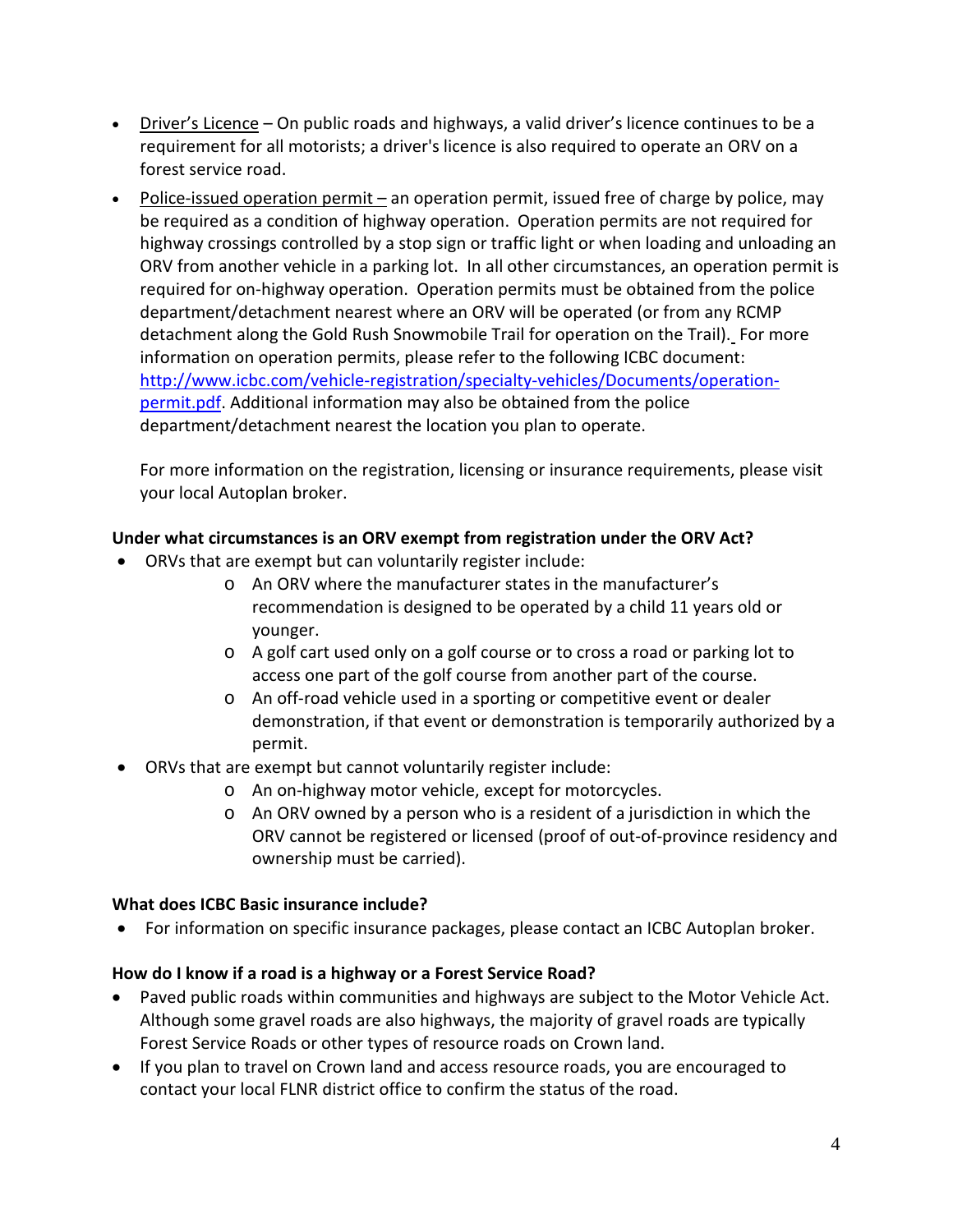- Driver's Licence – On public roads and highways, a valid driver's licence continues to be a requirement for all motorists; a driver's licence is also required to operate an ORV on a forest service road.
- Police-issued operation permit – an operation permit, issued free of charge by police, may be required as a condition of highway operation. Operation permits are not required for highway crossings controlled by a stop sign or traffic light or when loading and unloading an ORV from another vehicle in a parking lot. In all other circumstances, an operation permit is required for on-highway operation. Operation permits must be obtained from the police department/detachment nearest where an ORV will be operated (or from any RCMP detachment along the Gold Rush Snowmobile Trail for operation on the Trail). For more information on operation permits, please refer to the following ICBC document: [http://www.icbc.com/vehicle-registration/specialty-vehicles/Documents/operation-permit.pdf](http://www.icbc.com/vehicle-registration/specialty-vehicles/Documents/operation-permit.pdf). Additional information may also be obtained from the police department/detachment nearest the location you plan to operate.

  For more information on the registration, licensing or insurance requirements, please visit your local Autoplan broker.

**Under what circumstances is an ORV exempt from registration under the ORV Act?**

- ORVs that are exempt but can voluntarily register include:
  - An ORV where the manufacturer states in the manufacturer's recommendation is designed to be operated by a child 11 years old or younger.
  - A golf cart used only on a golf course or to cross a road or parking lot to access one part of the golf course from another part of the course.
  - An off-road vehicle used in a sporting or competitive event or dealer demonstration, if that event or demonstration is temporarily authorized by a permit.
- ORVs that are exempt but cannot voluntarily register include:
  - An on-highway motor vehicle, except for motorcycles.
  - An ORV owned by a person who is a resident of a jurisdiction in which the ORV cannot be registered or licensed (proof of out-of-province residency and ownership must be carried).

**What does ICBC Basic insurance include?**

- For information on specific insurance packages, please contact an ICBC Autoplan broker.

**How do I know if a road is a highway or a Forest Service Road?**

- Paved public roads within communities and highways are subject to the Motor Vehicle Act. Although some gravel roads are also highways, the majority of gravel roads are typically Forest Service Roads or other types of resource roads on Crown land.
- If you plan to travel on Crown land and access resource roads, you are encouraged to contact your local FLNR district office to confirm the status of the road.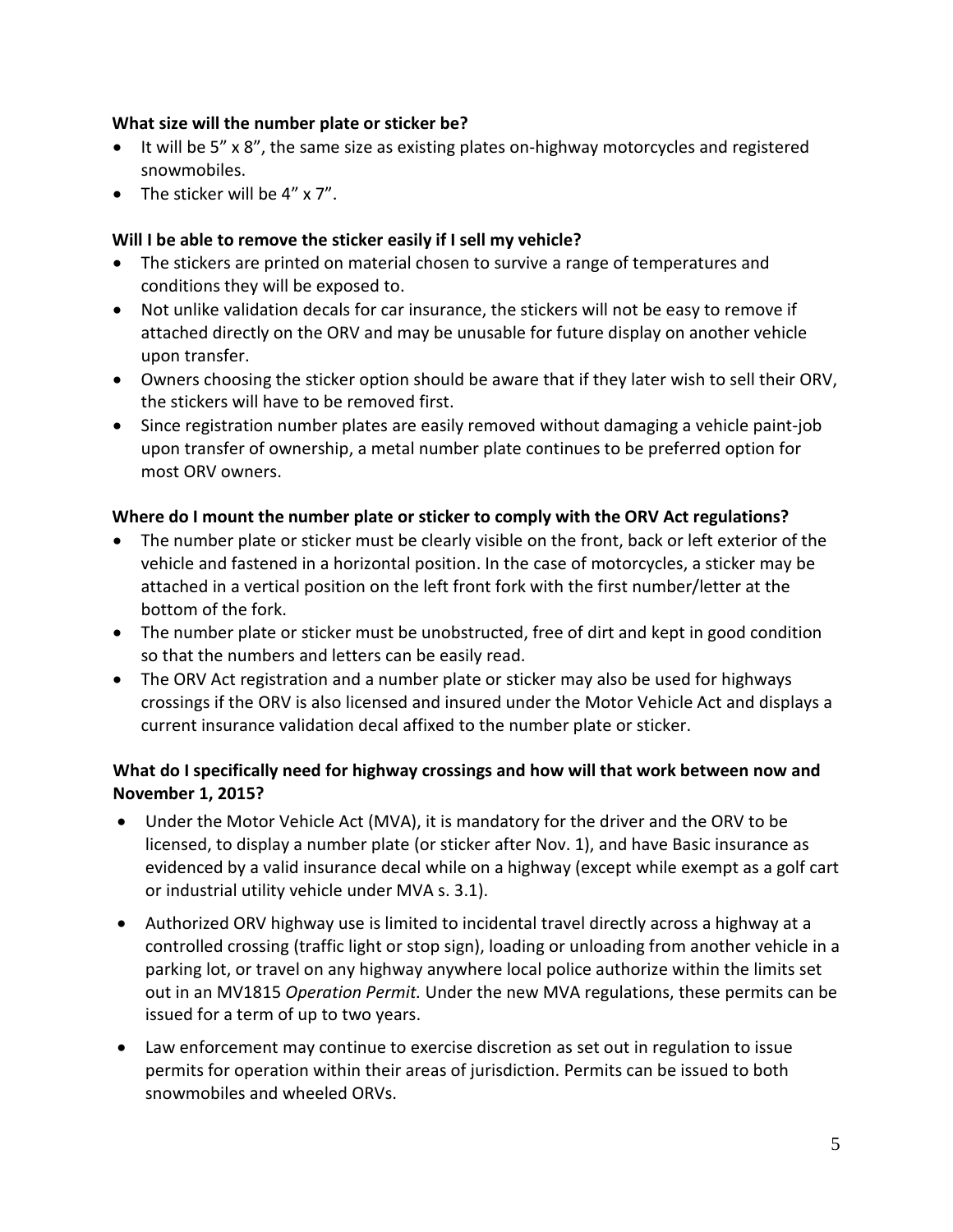**What size will the number plate or sticker be?**

- It will be 5" x 8", the same size as existing plates on-highway motorcycles and registered snowmobiles.
- The sticker will be 4" x 7".

**Will I be able to remove the sticker easily if I sell my vehicle?**

- The stickers are printed on material chosen to survive a range of temperatures and conditions they will be exposed to.
- Not unlike validation decals for car insurance, the stickers will not be easy to remove if attached directly on the ORV and may be unusable for future display on another vehicle upon transfer.
- Owners choosing the sticker option should be aware that if they later wish to sell their ORV, the stickers will have to be removed first.
- Since registration number plates are easily removed without damaging a vehicle paint-job upon transfer of ownership, a metal number plate continues to be preferred option for most ORV owners.

**Where do I mount the number plate or sticker to comply with the ORV Act regulations?**

- The number plate or sticker must be clearly visible on the front, back or left exterior of the vehicle and fastened in a horizontal position. In the case of motorcycles, a sticker may be attached in a vertical position on the left front fork with the first number/letter at the bottom of the fork.
- The number plate or sticker must be unobstructed, free of dirt and kept in good condition so that the numbers and letters can be easily read.
- The ORV Act registration and a number plate or sticker may also be used for highways crossings if the ORV is also licensed and insured under the Motor Vehicle Act and displays a current insurance validation decal affixed to the number plate or sticker.

**What do I specifically need for highway crossings and how will that work between now and November 1, 2015?**

- Under the Motor Vehicle Act (MVA), it is mandatory for the driver and the ORV to be licensed, to display a number plate (or sticker after Nov. 1), and have Basic insurance as evidenced by a valid insurance decal while on a highway (except while exempt as a golf cart or industrial utility vehicle under MVA s. 3.1).
- Authorized ORV highway use is limited to incidental travel directly across a highway at a controlled crossing (traffic light or stop sign), loading or unloading from another vehicle in a parking lot, or travel on any highway anywhere local police authorize within the limits set out in an MV1815 *Operation Permit.* Under the new MVA regulations, these permits can be issued for a term of up to two years.
- Law enforcement may continue to exercise discretion as set out in regulation to issue permits for operation within their areas of jurisdiction. Permits can be issued to both snowmobiles and wheeled ORVs.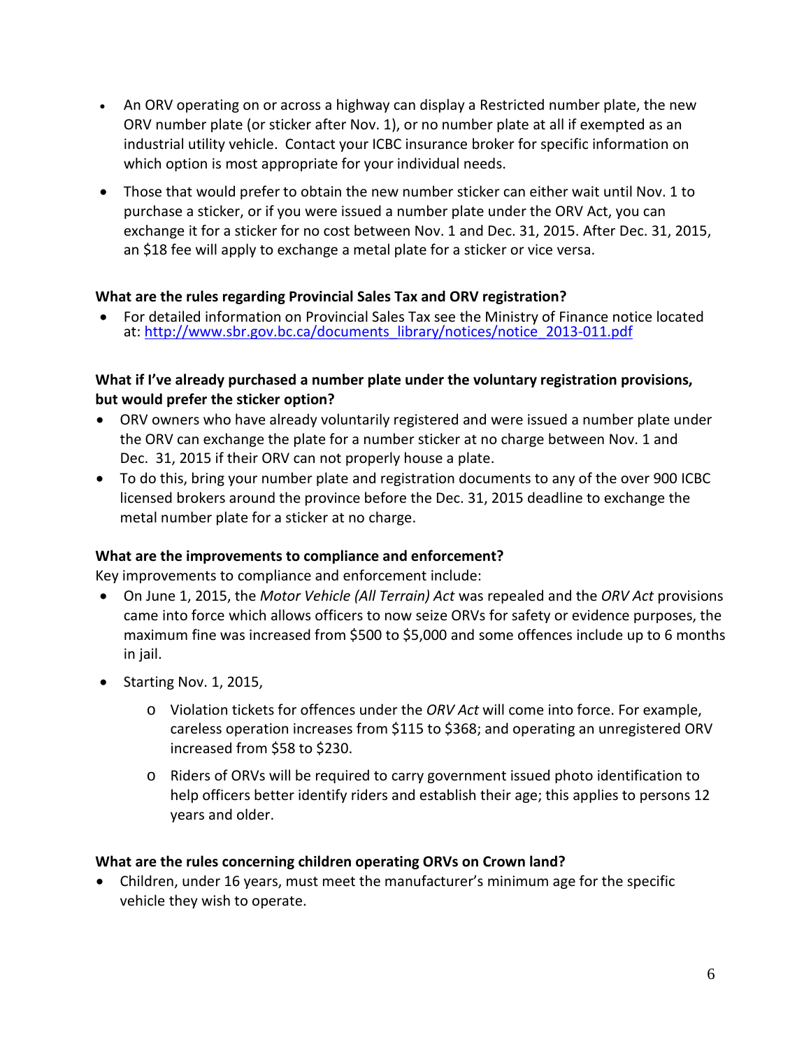- An ORV operating on or across a highway can display a Restricted number plate, the new ORV number plate (or sticker after Nov. 1), or no number plate at all if exempted as an industrial utility vehicle. Contact your ICBC insurance broker for specific information on which option is most appropriate for your individual needs.
- Those that would prefer to obtain the new number sticker can either wait until Nov. 1 to purchase a sticker, or if you were issued a number plate under the ORV Act, you can exchange it for a sticker for no cost between Nov. 1 and Dec. 31, 2015. After Dec. 31, 2015, an $18 fee will apply to exchange a metal plate for a sticker or vice versa.

**What are the rules regarding Provincial Sales Tax and ORV registration?**

- For detailed information on Provincial Sales Tax see the Ministry of Finance notice located at: [http://www.sbr.gov.bc.ca/documents_library/notices/notice_2013-011.pdf](http://www.sbr.gov.bc.ca/documents_library/notices/notice_2013-011.pdf)

**What if I've already purchased a number plate under the voluntary registration provisions, but would prefer the sticker option?**

- ORV owners who have already voluntarily registered and were issued a number plate under the ORV can exchange the plate for a number sticker at no charge between Nov. 1 and Dec. 31, 2015 if their ORV can not properly house a plate.
- To do this, bring your number plate and registration documents to any of the over 900 ICBC licensed brokers around the province before the Dec. 31, 2015 deadline to exchange the metal number plate for a sticker at no charge.

**What are the improvements to compliance and enforcement?**

Key improvements to compliance and enforcement include:

- On June 1, 2015, the *Motor Vehicle (All Terrain) Act* was repealed and the *ORV Act* provisions came into force which allows officers to now seize ORVs for safety or evidence purposes, the maximum fine was increased from $500 to $5,000 and some offences include up to 6 months in jail.
- Starting Nov. 1, 2015,
  - Violation tickets for offences under the *ORV Act* will come into force. For example, careless operation increases from $115 to $368; and operating an unregistered ORV increased from $58 to $230.
  - Riders of ORVs will be required to carry government issued photo identification to help officers better identify riders and establish their age; this applies to persons 12 years and older.

**What are the rules concerning children operating ORVs on Crown land?**

- Children, under 16 years, must meet the manufacturer's minimum age for the specific vehicle they wish to operate.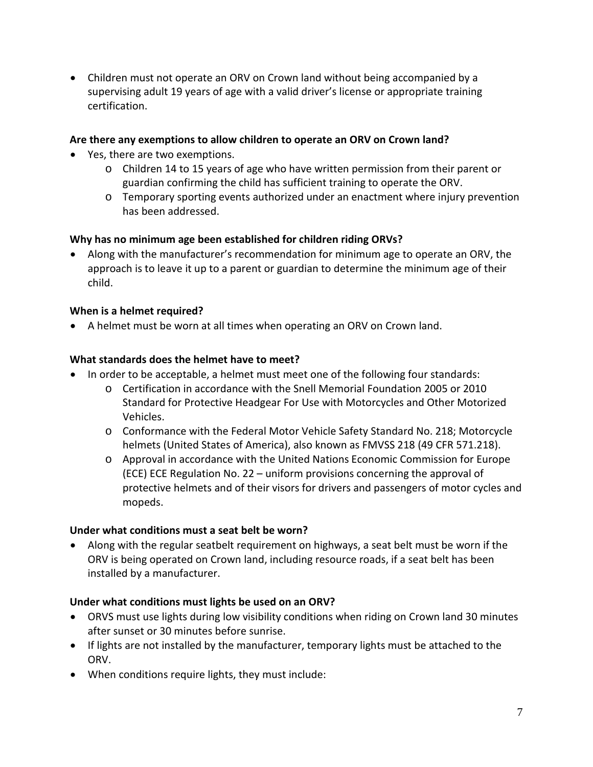- Children must not operate an ORV on Crown land without being accompanied by a supervising adult 19 years of age with a valid driver's license or appropriate training certification.

**Are there any exemptions to allow children to operate an ORV on Crown land?**

- Yes, there are two exemptions.
  - Children 14 to 15 years of age who have written permission from their parent or guardian confirming the child has sufficient training to operate the ORV.
  - Temporary sporting events authorized under an enactment where injury prevention has been addressed.

**Why has no minimum age been established for children riding ORVs?**

- Along with the manufacturer's recommendation for minimum age to operate an ORV, the approach is to leave it up to a parent or guardian to determine the minimum age of their child.

**When is a helmet required?**

- A helmet must be worn at all times when operating an ORV on Crown land.

**What standards does the helmet have to meet?**

- In order to be acceptable, a helmet must meet one of the following four standards:
  - Certification in accordance with the Snell Memorial Foundation 2005 or 2010 Standard for Protective Headgear For Use with Motorcycles and Other Motorized Vehicles.
  - Conformance with the Federal Motor Vehicle Safety Standard No. 218; Motorcycle helmets (United States of America), also known as FMVSS 218 (49 CFR 571.218).
  - Approval in accordance with the United Nations Economic Commission for Europe (ECE) ECE Regulation No. 22 – uniform provisions concerning the approval of protective helmets and of their visors for drivers and passengers of motor cycles and mopeds.

**Under what conditions must a seat belt be worn?**

- Along with the regular seatbelt requirement on highways, a seat belt must be worn if the ORV is being operated on Crown land, including resource roads, if a seat belt has been installed by a manufacturer.

**Under what conditions must lights be used on an ORV?**

- ORVS must use lights during low visibility conditions when riding on Crown land 30 minutes after sunset or 30 minutes before sunrise.
- If lights are not installed by the manufacturer, temporary lights must be attached to the ORV.
- When conditions require lights, they must include: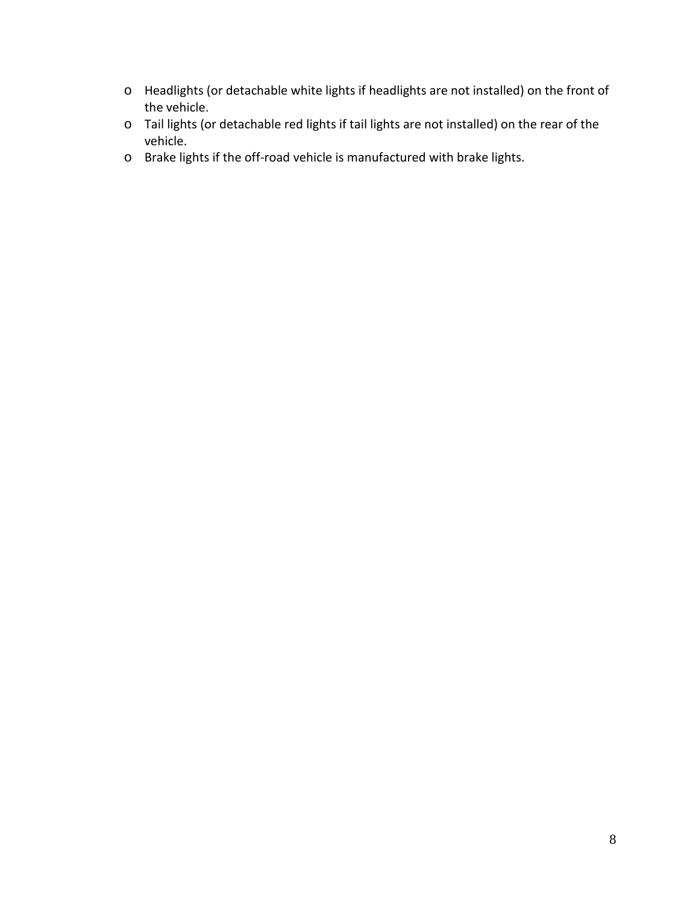- Headlights (or detachable white lights if headlights are not installed) on the front of the vehicle.
- Tail lights (or detachable red lights if tail lights are not installed) on the rear of the vehicle.
- Brake lights if the off-road vehicle is manufactured with brake lights.